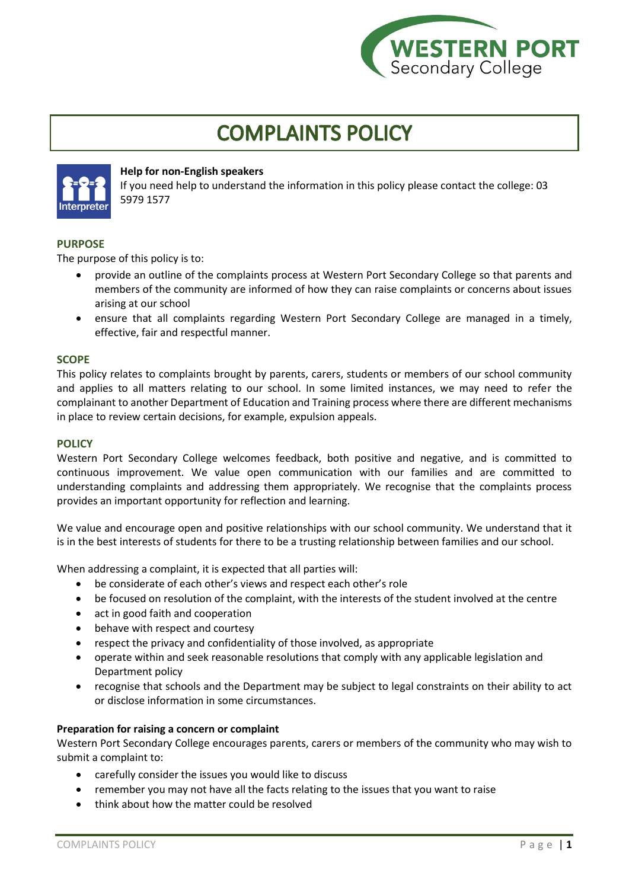# COMPLAINTS POLICY

**Help for non-English speakers**

If you need help to understand the information in this policy please contact the college: 03 5979 1577

## PURPOSE

The purpose of this policy is to:

- provide an outline of the complaints process at Western Port Secondary College so that parents and members of the community are informed of how they can raise complaints or concerns about issues arising at our school
- ensure that all complaints regarding Western Port Secondary College are managed in a timely, effective, fair and respectful manner.

## SCOPE

This policy relates to complaints brought by parents, carers, students or members of our school community and applies to all matters relating to our school. In some limited instances, we may need to refer the complainant to another Department of Education and Training process where there are different mechanisms in place to review certain decisions, for example, expulsion appeals.

## POLICY

Western Port Secondary College welcomes feedback, both positive and negative, and is committed to continuous improvement. We value open communication with our families and are committed to understanding complaints and addressing them appropriately. We recognise that the complaints process provides an important opportunity for reflection and learning.

We value and encourage open and positive relationships with our school community. We understand that it is in the best interests of students for there to be a trusting relationship between families and our school.

When addressing a complaint, it is expected that all parties will:

- be considerate of each other's views and respect each other's role
- be focused on resolution of the complaint, with the interests of the student involved at the centre
- act in good faith and cooperation
- behave with respect and courtesy
- respect the privacy and confidentiality of those involved, as appropriate
- operate within and seek reasonable resolutions that comply with any applicable legislation and Department policy
- recognise that schools and the Department may be subject to legal constraints on their ability to act or disclose information in some circumstances.

**Preparation for raising a concern or complaint**

Western Port Secondary College encourages parents, carers or members of the community who may wish to submit a complaint to:

- carefully consider the issues you would like to discuss
- remember you may not have all the facts relating to the issues that you want to raise
- think about how the matter could be resolved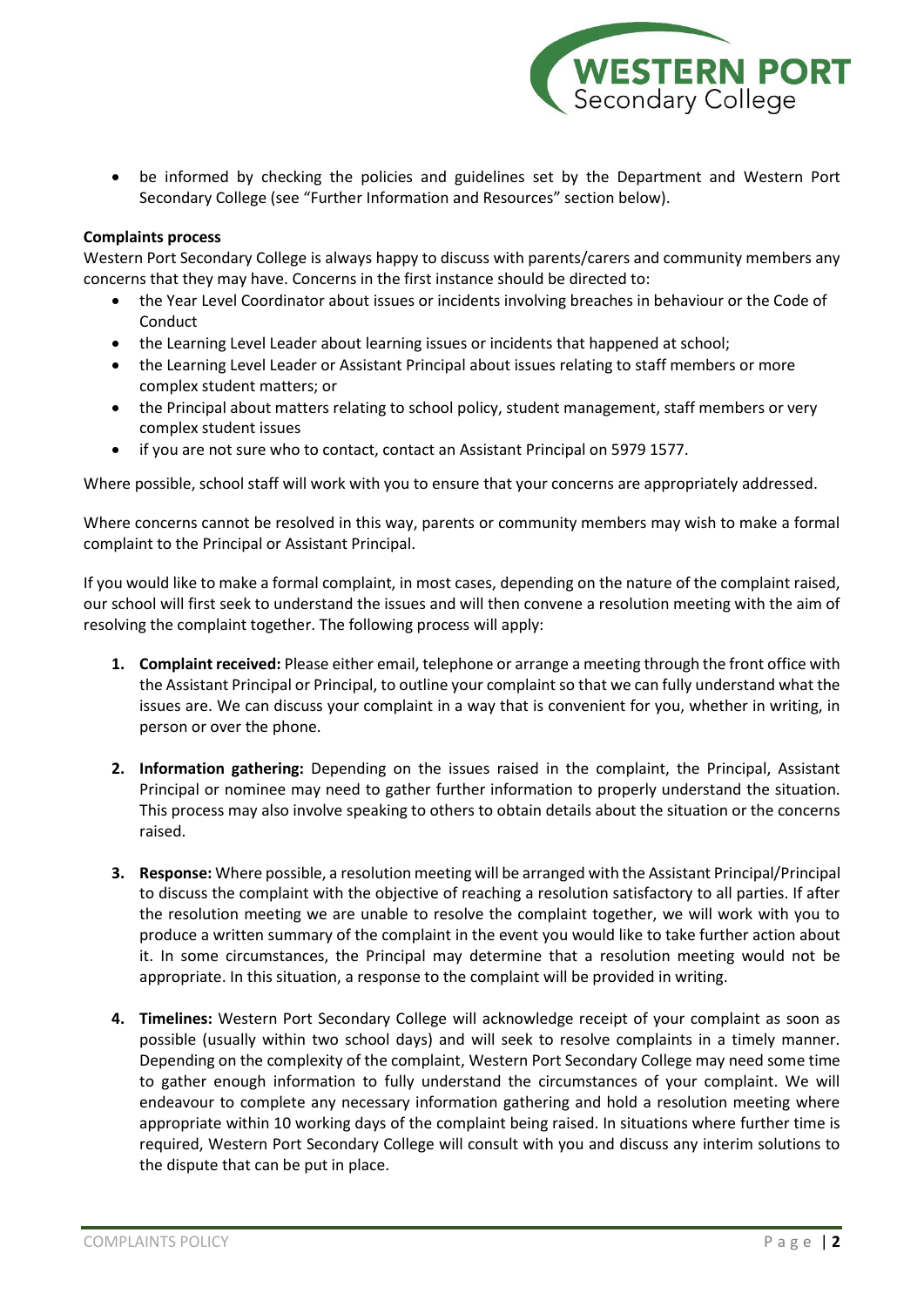- be informed by checking the policies and guidelines set by the Department and Western Port Secondary College (see "Further Information and Resources" section below).

**Complaints process**

Western Port Secondary College is always happy to discuss with parents/carers and community members any concerns that they may have. Concerns in the first instance should be directed to:

- the Year Level Coordinator about issues or incidents involving breaches in behaviour or the Code of Conduct
- the Learning Level Leader about learning issues or incidents that happened at school;
- the Learning Level Leader or Assistant Principal about issues relating to staff members or more complex student matters; or
- the Principal about matters relating to school policy, student management, staff members or very complex student issues
- if you are not sure who to contact, contact an Assistant Principal on 5979 1577.

Where possible, school staff will work with you to ensure that your concerns are appropriately addressed.

Where concerns cannot be resolved in this way, parents or community members may wish to make a formal complaint to the Principal or Assistant Principal.

If you would like to make a formal complaint, in most cases, depending on the nature of the complaint raised, our school will first seek to understand the issues and will then convene a resolution meeting with the aim of resolving the complaint together. The following process will apply:

1. **Complaint received:** Please either email, telephone or arrange a meeting through the front office with the Assistant Principal or Principal, to outline your complaint so that we can fully understand what the issues are. We can discuss your complaint in a way that is convenient for you, whether in writing, in person or over the phone.

2. **Information gathering:** Depending on the issues raised in the complaint, the Principal, Assistant Principal or nominee may need to gather further information to properly understand the situation. This process may also involve speaking to others to obtain details about the situation or the concerns raised.

3. **Response:** Where possible, a resolution meeting will be arranged with the Assistant Principal/Principal to discuss the complaint with the objective of reaching a resolution satisfactory to all parties. If after the resolution meeting we are unable to resolve the complaint together, we will work with you to produce a written summary of the complaint in the event you would like to take further action about it. In some circumstances, the Principal may determine that a resolution meeting would not be appropriate. In this situation, a response to the complaint will be provided in writing.

4. **Timelines:** Western Port Secondary College will acknowledge receipt of your complaint as soon as possible (usually within two school days) and will seek to resolve complaints in a timely manner. Depending on the complexity of the complaint, Western Port Secondary College may need some time to gather enough information to fully understand the circumstances of your complaint. We will endeavour to complete any necessary information gathering and hold a resolution meeting where appropriate within 10 working days of the complaint being raised. In situations where further time is required, Western Port Secondary College will consult with you and discuss any interim solutions to the dispute that can be put in place.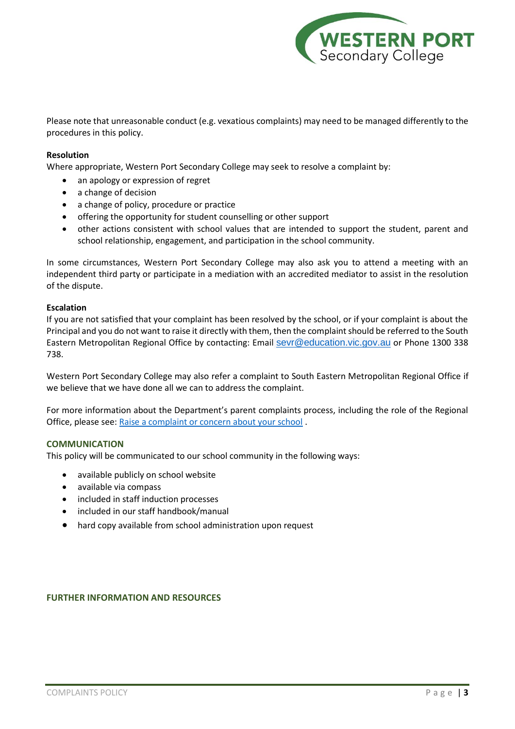Please note that unreasonable conduct (e.g. vexatious complaints) may need to be managed differently to the procedures in this policy.

**Resolution**

Where appropriate, Western Port Secondary College may seek to resolve a complaint by:

- an apology or expression of regret
- a change of decision
- a change of policy, procedure or practice
- offering the opportunity for student counselling or other support
- other actions consistent with school values that are intended to support the student, parent and school relationship, engagement, and participation in the school community.

In some circumstances, Western Port Secondary College may also ask you to attend a meeting with an independent third party or participate in a mediation with an accredited mediator to assist in the resolution of the dispute.

**Escalation**

If you are not satisfied that your complaint has been resolved by the school, or if your complaint is about the Principal and you do not want to raise it directly with them, then the complaint should be referred to the South Eastern Metropolitan Regional Office by contacting: Email sevr@education.vic.gov.au or Phone 1300 338 738.

Western Port Secondary College may also refer a complaint to South Eastern Metropolitan Regional Office if we believe that we have done all we can to address the complaint.

For more information about the Department's parent complaints process, including the role of the Regional Office, please see: Raise a complaint or concern about your school .

## COMMUNICATION

This policy will be communicated to our school community in the following ways:

- available publicly on school website
- available via compass
- included in staff induction processes
- included in our staff handbook/manual
- hard copy available from school administration upon request

## FURTHER INFORMATION AND RESOURCES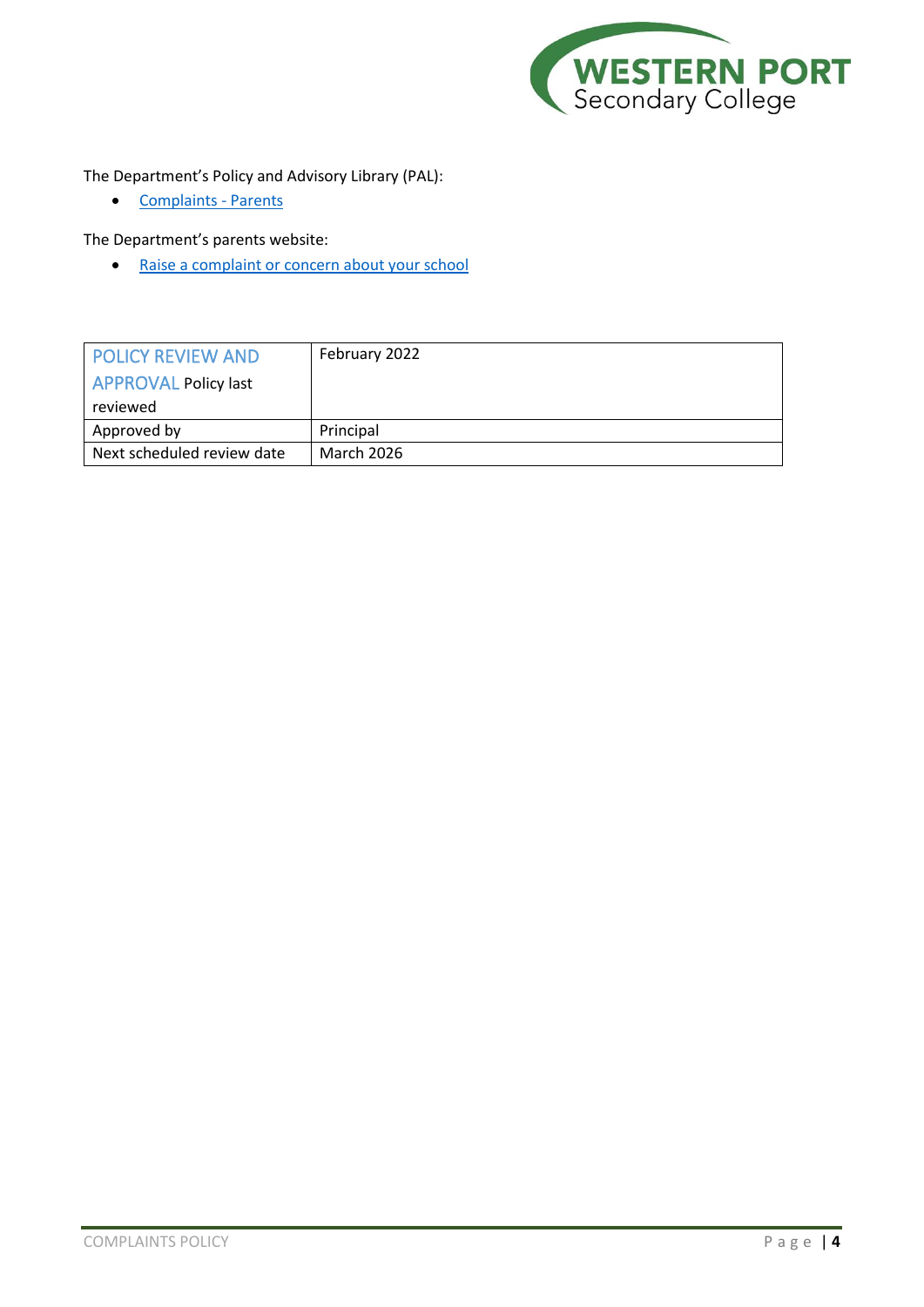The Department's Policy and Advisory Library (PAL):

- Complaints - Parents

The Department's parents website:

- Raise a complaint or concern about your school

| | |
|---|---|
| POLICY REVIEW AND APPROVAL Policy last reviewed | February 2022 |
| Approved by | Principal |
| Next scheduled review date | March 2026 |